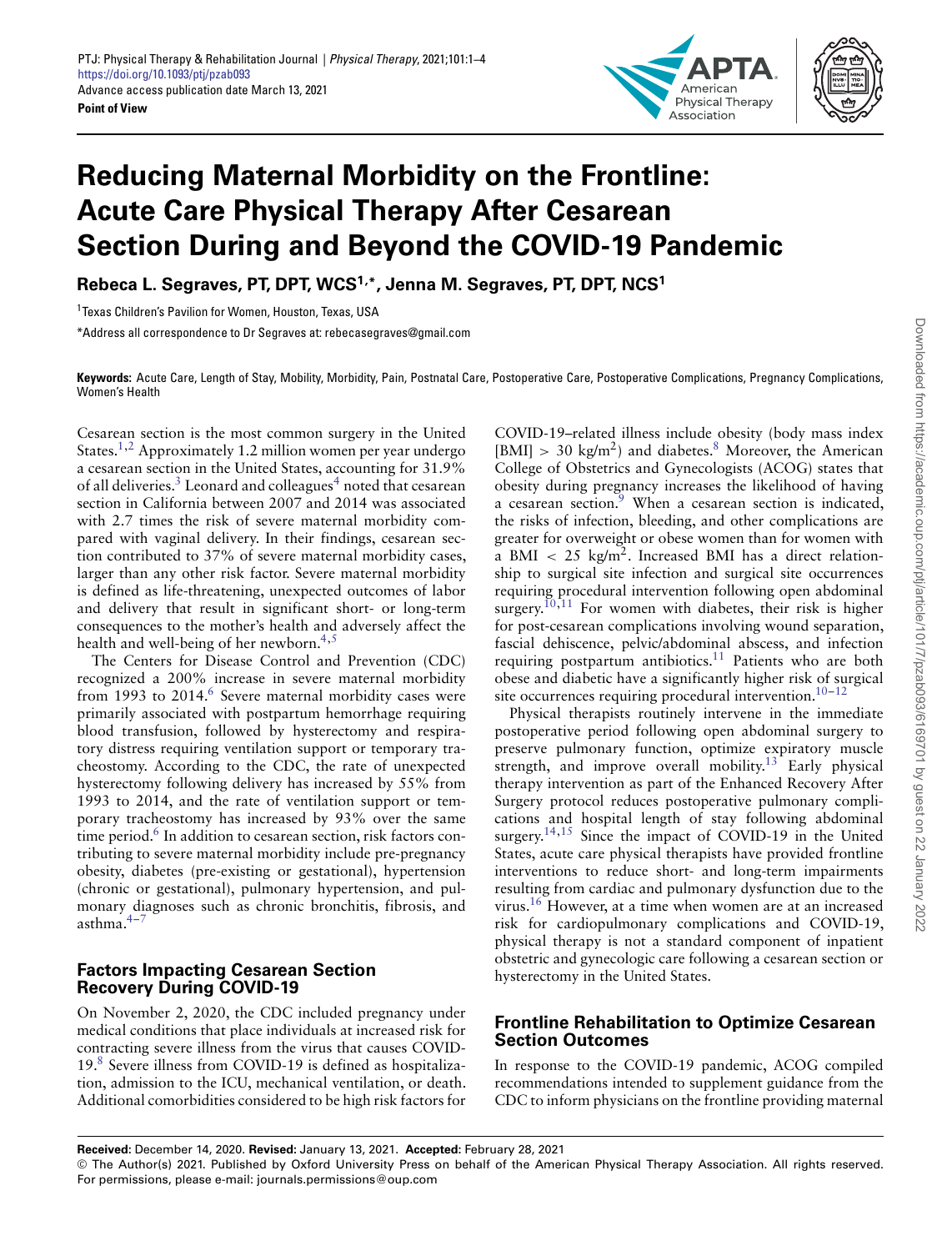# Reducing Maternal Morbidity on the Frontline: Acute Care Physical Therapy After Cesarean Section During and Beyond the COVID-19 Pandemic

**Rebeca L. Segraves, PT, DPT, WCS[1,*], Jenna M. Segraves, PT, DPT, NCS[1]**

[1]Texas Children's Pavilion for Women, Houston, Texas, USA

*Address all correspondence to Dr Segraves at: rebecasegraves@gmail.com

**Keywords:** Acute Care, Length of Stay, Mobility, Morbidity, Pain, Postnatal Care, Postoperative Care, Postoperative Complications, Pregnancy Complications, Women's Health

Cesarean section is the most common surgery in the United States.[1,2] Approximately 1.2 million women per year undergo a cesarean section in the United States, accounting for 31.9% of all deliveries.[3] Leonard and colleagues[4] noted that cesarean section in California between 2007 and 2014 was associated with 2.7 times the risk of severe maternal morbidity compared with vaginal delivery. In their findings, cesarean section contributed to 37% of severe maternal morbidity cases, larger than any other risk factor. Severe maternal morbidity is defined as life-threatening, unexpected outcomes of labor and delivery that result in significant short- or long-term consequences to the mother's health and adversely affect the health and well-being of her newborn.[4,5]

The Centers for Disease Control and Prevention (CDC) recognized a 200% increase in severe maternal morbidity from 1993 to 2014.[6] Severe maternal morbidity cases were primarily associated with postpartum hemorrhage requiring blood transfusion, followed by hysterectomy and respiratory distress requiring ventilation support or temporary tracheostomy. According to the CDC, the rate of unexpected hysterectomy following delivery has increased by 55% from 1993 to 2014, and the rate of ventilation support or temporary tracheostomy has increased by 93% over the same time period.[6] In addition to cesarean section, risk factors contributing to severe maternal morbidity include pre-pregnancy obesity, diabetes (pre-existing or gestational), hypertension (chronic or gestational), pulmonary hypertension, and pulmonary diagnoses such as chronic bronchitis, fibrosis, and asthma.[4–7]

## Factors Impacting Cesarean Section Recovery During COVID-19

On November 2, 2020, the CDC included pregnancy under medical conditions that place individuals at increased risk for contracting severe illness from the virus that causes COVID-19.[8] Severe illness from COVID-19 is defined as hospitalization, admission to the ICU, mechanical ventilation, or death. Additional comorbidities considered to be high risk factors for COVID-19–related illness include obesity (body mass index [BMI] > 30 $kg/m^2$) and diabetes.[8] Moreover, the American College of Obstetrics and Gynecologists (ACOG) states that obesity during pregnancy increases the likelihood of having a cesarean section.[9] When a cesarean section is indicated, the risks of infection, bleeding, and other complications are greater for overweight or obese women than for women with a BMI < 25 $kg/m^2$. Increased BMI has a direct relationship to surgical site infection and surgical site occurrences requiring procedural intervention following open abdominal surgery.[10,11] For women with diabetes, their risk is higher for post-cesarean complications involving wound separation, fascial dehiscence, pelvic/abdominal abscess, and infection requiring postpartum antibiotics.[11] Patients who are both obese and diabetic have a significantly higher risk of surgical site occurrences requiring procedural intervention.[10–12]

Physical therapists routinely intervene in the immediate postoperative period following open abdominal surgery to preserve pulmonary function, optimize expiratory muscle strength, and improve overall mobility.[13] Early physical therapy intervention as part of the Enhanced Recovery After Surgery protocol reduces postoperative pulmonary complications and hospital length of stay following abdominal surgery.[14,15] Since the impact of COVID-19 in the United States, acute care physical therapists have provided frontline interventions to reduce short- and long-term impairments resulting from cardiac and pulmonary dysfunction due to the virus.[16] However, at a time when women are at an increased risk for cardiopulmonary complications and COVID-19, physical therapy is not a standard component of inpatient obstetric and gynecologic care following a cesarean section or hysterectomy in the United States.

## Frontline Rehabilitation to Optimize Cesarean Section Outcomes

In response to the COVID-19 pandemic, ACOG compiled recommendations intended to supplement guidance from the CDC to inform physicians on the frontline providing maternal

**Received:** December 14, 2020. **Revised:** January 13, 2021. **Accepted:** February 28, 2021

© The Author(s) 2021. Published by Oxford University Press on behalf of the American Physical Therapy Association. All rights reserved. For permissions, please e-mail: journals.permissions@oup.com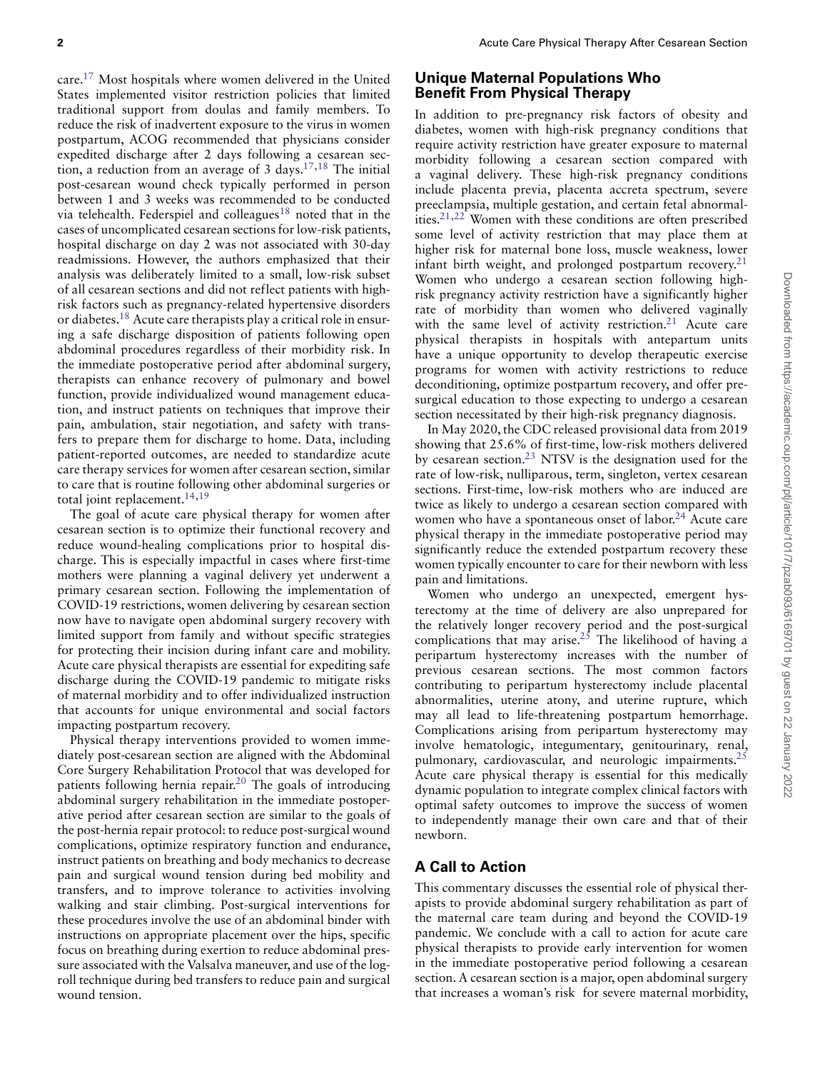care.[17] Most hospitals where women delivered in the United States implemented visitor restriction policies that limited traditional support from doulas and family members. To reduce the risk of inadvertent exposure to the virus in women postpartum, ACOG recommended that physicians consider expedited discharge after 2 days following a cesarean section, a reduction from an average of 3 days.[17,18] The initial post-cesarean wound check typically performed in person between 1 and 3 weeks was recommended to be conducted via telehealth. Federspiel and colleagues[18] noted that in the cases of uncomplicated cesarean sections for low-risk patients, hospital discharge on day 2 was not associated with 30-day readmissions. However, the authors emphasized that their analysis was deliberately limited to a small, low-risk subset of all cesarean sections and did not reflect patients with high-risk factors such as pregnancy-related hypertensive disorders or diabetes.[18] Acute care therapists play a critical role in ensuring a safe discharge disposition of patients following open abdominal procedures regardless of their morbidity risk. In the immediate postoperative period after abdominal surgery, therapists can enhance recovery of pulmonary and bowel function, provide individualized wound management education, and instruct patients on techniques that improve their pain, ambulation, stair negotiation, and safety with transfers to prepare them for discharge to home. Data, including patient-reported outcomes, are needed to standardize acute care therapy services for women after cesarean section, similar to care that is routine following other abdominal surgeries or total joint replacement.[14,19]

The goal of acute care physical therapy for women after cesarean section is to optimize their functional recovery and reduce wound-healing complications prior to hospital discharge. This is especially impactful in cases where first-time mothers were planning a vaginal delivery yet underwent a primary cesarean section. Following the implementation of COVID-19 restrictions, women delivering by cesarean section now have to navigate open abdominal surgery recovery with limited support from family and without specific strategies for protecting their incision during infant care and mobility. Acute care physical therapists are essential for expediting safe discharge during the COVID-19 pandemic to mitigate risks of maternal morbidity and to offer individualized instruction that accounts for unique environmental and social factors impacting postpartum recovery.

Physical therapy interventions provided to women immediately post-cesarean section are aligned with the Abdominal Core Surgery Rehabilitation Protocol that was developed for patients following hernia repair.[20] The goals of introducing abdominal surgery rehabilitation in the immediate postoperative period after cesarean section are similar to the goals of the post-hernia repair protocol: to reduce post-surgical wound complications, optimize respiratory function and endurance, instruct patients on breathing and body mechanics to decrease pain and surgical wound tension during bed mobility and transfers, and to improve tolerance to activities involving walking and stair climbing. Post-surgical interventions for these procedures involve the use of an abdominal binder with instructions on appropriate placement over the hips, specific focus on breathing during exertion to reduce abdominal pressure associated with the Valsalva maneuver, and use of the log-roll technique during bed transfers to reduce pain and surgical wound tension.

## Unique Maternal Populations Who Benefit From Physical Therapy

In addition to pre-pregnancy risk factors of obesity and diabetes, women with high-risk pregnancy conditions that require activity restriction have greater exposure to maternal morbidity following a cesarean section compared with a vaginal delivery. These high-risk pregnancy conditions include placenta previa, placenta accreta spectrum, severe preeclampsia, multiple gestation, and certain fetal abnormalities.[21,22] Women with these conditions are often prescribed some level of activity restriction that may place them at higher risk for maternal bone loss, muscle weakness, lower infant birth weight, and prolonged postpartum recovery.[21] Women who undergo a cesarean section following high-risk pregnancy activity restriction have a significantly higher rate of morbidity than women who delivered vaginally with the same level of activity restriction.[21] Acute care physical therapists in hospitals with antepartum units have a unique opportunity to develop therapeutic exercise programs for women with activity restrictions to reduce deconditioning, optimize postpartum recovery, and offer pre-surgical education to those expecting to undergo a cesarean section necessitated by their high-risk pregnancy diagnosis.

In May 2020, the CDC released provisional data from 2019 showing that 25.6% of first-time, low-risk mothers delivered by cesarean section.[23] NTSV is the designation used for the rate of low-risk, nulliparous, term, singleton, vertex cesarean sections. First-time, low-risk mothers who are induced are twice as likely to undergo a cesarean section compared with women who have a spontaneous onset of labor.[24] Acute care physical therapy in the immediate postoperative period may significantly reduce the extended postpartum recovery these women typically encounter to care for their newborn with less pain and limitations.

Women who undergo an unexpected, emergent hysterectomy at the time of delivery are also unprepared for the relatively longer recovery period and the post-surgical complications that may arise.[25] The likelihood of having a peripartum hysterectomy increases with the number of previous cesarean sections. The most common factors contributing to peripartum hysterectomy include placental abnormalities, uterine atony, and uterine rupture, which may all lead to life-threatening postpartum hemorrhage. Complications arising from peripartum hysterectomy may involve hematologic, integumentary, genitourinary, renal, pulmonary, cardiovascular, and neurologic impairments.[25] Acute care physical therapy is essential for this medically dynamic population to integrate complex clinical factors with optimal safety outcomes to improve the success of women to independently manage their own care and that of their newborn.

## A Call to Action

This commentary discusses the essential role of physical therapists to provide abdominal surgery rehabilitation as part of the maternal care team during and beyond the COVID-19 pandemic. We conclude with a call to action for acute care physical therapists to provide early intervention for women in the immediate postoperative period following a cesarean section. A cesarean section is a major, open abdominal surgery that increases a woman's risk for severe maternal morbidity,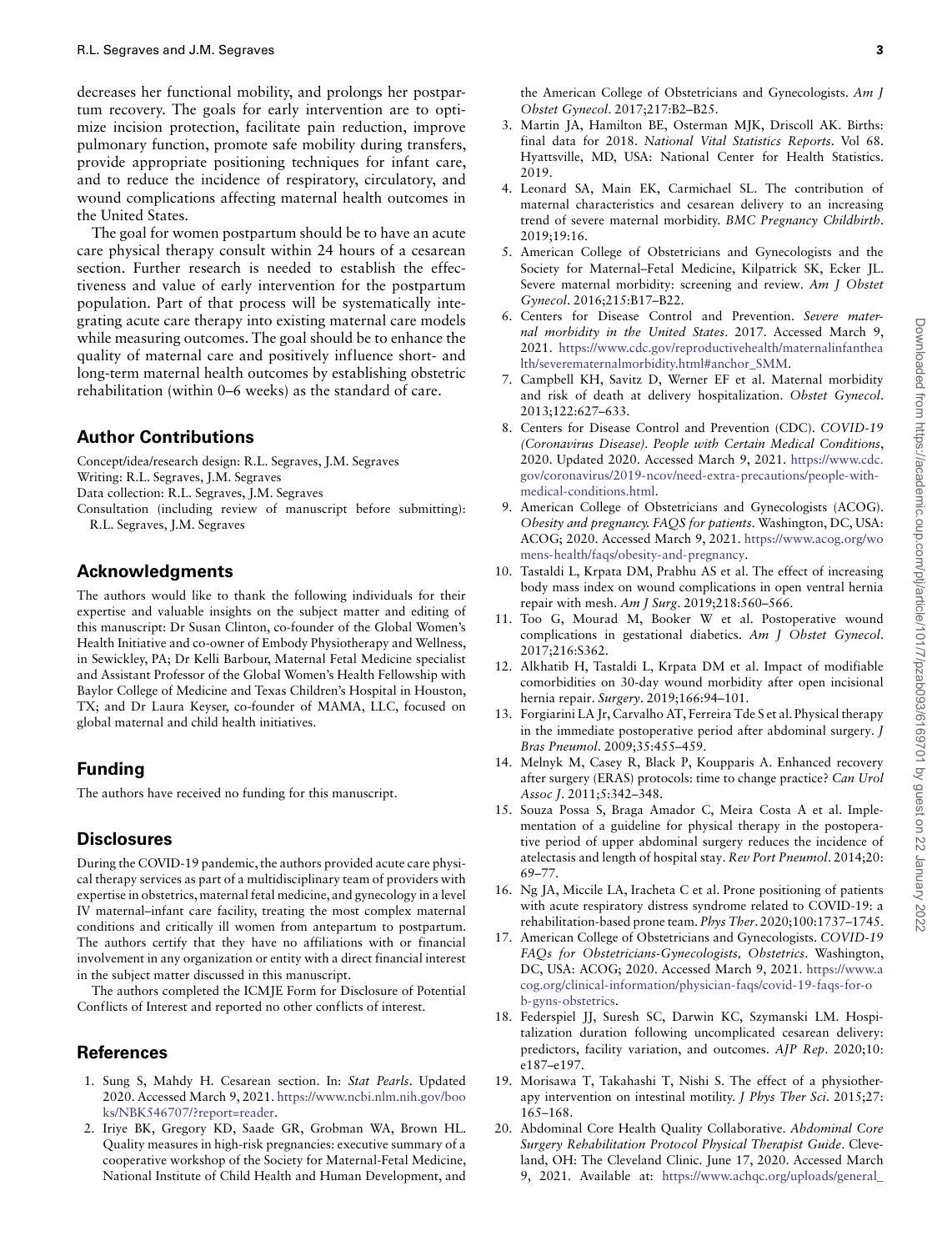decreases her functional mobility, and prolongs her postpartum recovery. The goals for early intervention are to optimize incision protection, facilitate pain reduction, improve pulmonary function, promote safe mobility during transfers, provide appropriate positioning techniques for infant care, and to reduce the incidence of respiratory, circulatory, and wound complications affecting maternal health outcomes in the United States.

The goal for women postpartum should be to have an acute care physical therapy consult within 24 hours of a cesarean section. Further research is needed to establish the effectiveness and value of early intervention for the postpartum population. Part of that process will be systematically integrating acute care therapy into existing maternal care models while measuring outcomes. The goal should be to enhance the quality of maternal care and positively influence short- and long-term maternal health outcomes by establishing obstetric rehabilitation (within 0–6 weeks) as the standard of care.

## Author Contributions

Concept/idea/research design: R.L. Segraves, J.M. Segraves
Writing: R.L. Segraves, J.M. Segraves
Data collection: R.L. Segraves, J.M. Segraves
Consultation (including review of manuscript before submitting): R.L. Segraves, J.M. Segraves

## Acknowledgments

The authors would like to thank the following individuals for their expertise and valuable insights on the subject matter and editing of this manuscript: Dr Susan Clinton, co-founder of the Global Women's Health Initiative and co-owner of Embody Physiotherapy and Wellness, in Sewickley, PA; Dr Kelli Barbour, Maternal Fetal Medicine specialist and Assistant Professor of the Global Women's Health Fellowship with Baylor College of Medicine and Texas Children's Hospital in Houston, TX; and Dr Laura Keyser, co-founder of MAMA, LLC, focused on global maternal and child health initiatives.

## Funding

The authors have received no funding for this manuscript.

## Disclosures

During the COVID-19 pandemic, the authors provided acute care physical therapy services as part of a multidisciplinary team of providers with expertise in obstetrics, maternal fetal medicine, and gynecology in a level IV maternal–infant care facility, treating the most complex maternal conditions and critically ill women from antepartum to postpartum. The authors certify that they have no affiliations with or financial involvement in any organization or entity with a direct financial interest in the subject matter discussed in this manuscript.

The authors completed the ICMJE Form for Disclosure of Potential Conflicts of Interest and reported no other conflicts of interest.

## References

1. Sung S, Mahdy H. Cesarean section. In: *Stat Pearls*. Updated 2020. Accessed March 9, 2021. https://www.ncbi.nlm.nih.gov/books/NBK546707/?report=reader.
2. Iriye BK, Gregory KD, Saade GR, Grobman WA, Brown HL. Quality measures in high-risk pregnancies: executive summary of a cooperative workshop of the Society for Maternal-Fetal Medicine, National Institute of Child Health and Human Development, and the American College of Obstetricians and Gynecologists. *Am J Obstet Gynecol*. 2017;217:B2–B25.
3. Martin JA, Hamilton BE, Osterman MJK, Driscoll AK. Births: final data for 2018. *National Vital Statistics Reports*. Vol 68. Hyattsville, MD, USA: National Center for Health Statistics. 2019.
4. Leonard SA, Main EK, Carmichael SL. The contribution of maternal characteristics and cesarean delivery to an increasing trend of severe maternal morbidity. *BMC Pregnancy Childbirth*. 2019;19:16.
5. American College of Obstetricians and Gynecologists and the Society for Maternal–Fetal Medicine, Kilpatrick SK, Ecker JL. Severe maternal morbidity: screening and review. *Am J Obstet Gynecol*. 2016;215:B17–B22.
6. Centers for Disease Control and Prevention. *Severe maternal morbidity in the United States*. 2017. Accessed March 9, 2021. https://www.cdc.gov/reproductivehealth/maternalinfanthealth/severematernalmorbidity.html#anchor_SMM.
7. Campbell KH, Savitz D, Werner EF et al. Maternal morbidity and risk of death at delivery hospitalization. *Obstet Gynecol*. 2013;122:627–633.
8. Centers for Disease Control and Prevention (CDC). *COVID-19 (Coronavirus Disease). People with Certain Medical Conditions*, 2020. Updated 2020. Accessed March 9, 2021. https://www.cdc.gov/coronavirus/2019-ncov/need-extra-precautions/people-with-medical-conditions.html.
9. American College of Obstetricians and Gynecologists (ACOG). *Obesity and pregnancy. FAQS for patients*. Washington, DC, USA: ACOG; 2020. Accessed March 9, 2021. https://www.acog.org/womens-health/faqs/obesity-and-pregnancy.
10. Tastaldi L, Krpata DM, Prabhu AS et al. The effect of increasing body mass index on wound complications in open ventral hernia repair with mesh. *Am J Surg*. 2019;218:560–566.
11. Too G, Mourad M, Booker W et al. Postoperative wound complications in gestational diabetics. *Am J Obstet Gynecol*. 2017;216:S362.
12. Alkhatib H, Tastaldi L, Krpata DM et al. Impact of modifiable comorbidities on 30-day wound morbidity after open incisional hernia repair. *Surgery*. 2019;166:94–101.
13. Forgiarini LA Jr, Carvalho AT, Ferreira Tde S et al. Physical therapy in the immediate postoperative period after abdominal surgery. *J Bras Pneumol*. 2009;35:455–459.
14. Melnyk M, Casey R, Black P, Koupparis A. Enhanced recovery after surgery (ERAS) protocols: time to change practice? *Can Urol Assoc J*. 2011;5:342–348.
15. Souza Possa S, Braga Amador C, Meira Costa A et al. Implementation of a guideline for physical therapy in the postoperative period of upper abdominal surgery reduces the incidence of atelectasis and length of hospital stay. *Rev Port Pneumol*. 2014;20: 69–77.
16. Ng JA, Miccile LA, Iracheta C et al. Prone positioning of patients with acute respiratory distress syndrome related to COVID-19: a rehabilitation-based prone team. *Phys Ther*. 2020;100:1737–1745.
17. American College of Obstetricians and Gynecologists. *COVID-19 FAQs for Obstetricians-Gynecologists, Obstetrics*. Washington, DC, USA: ACOG; 2020. Accessed March 9, 2021. https://www.acog.org/clinical-information/physician-faqs/covid-19-faqs-for-ob-gyns-obstetrics.
18. Federspiel JJ, Suresh SC, Darwin KC, Szymanski LM. Hospitalization duration following uncomplicated cesarean delivery: predictors, facility variation, and outcomes. *AJP Rep*. 2020;10: e187–e197.
19. Morisawa T, Takahashi T, Nishi S. The effect of a physiotherapy intervention on intestinal motility. *J Phys Ther Sci*. 2015;27: 165–168.
20. Abdominal Core Health Quality Collaborative. *Abdominal Core Surgery Rehabilitation Protocol Physical Therapist Guide*. Cleveland, OH: The Cleveland Clinic. June 17, 2020. Accessed March 9, 2021. Available at: https://www.achqc.org/uploads/general_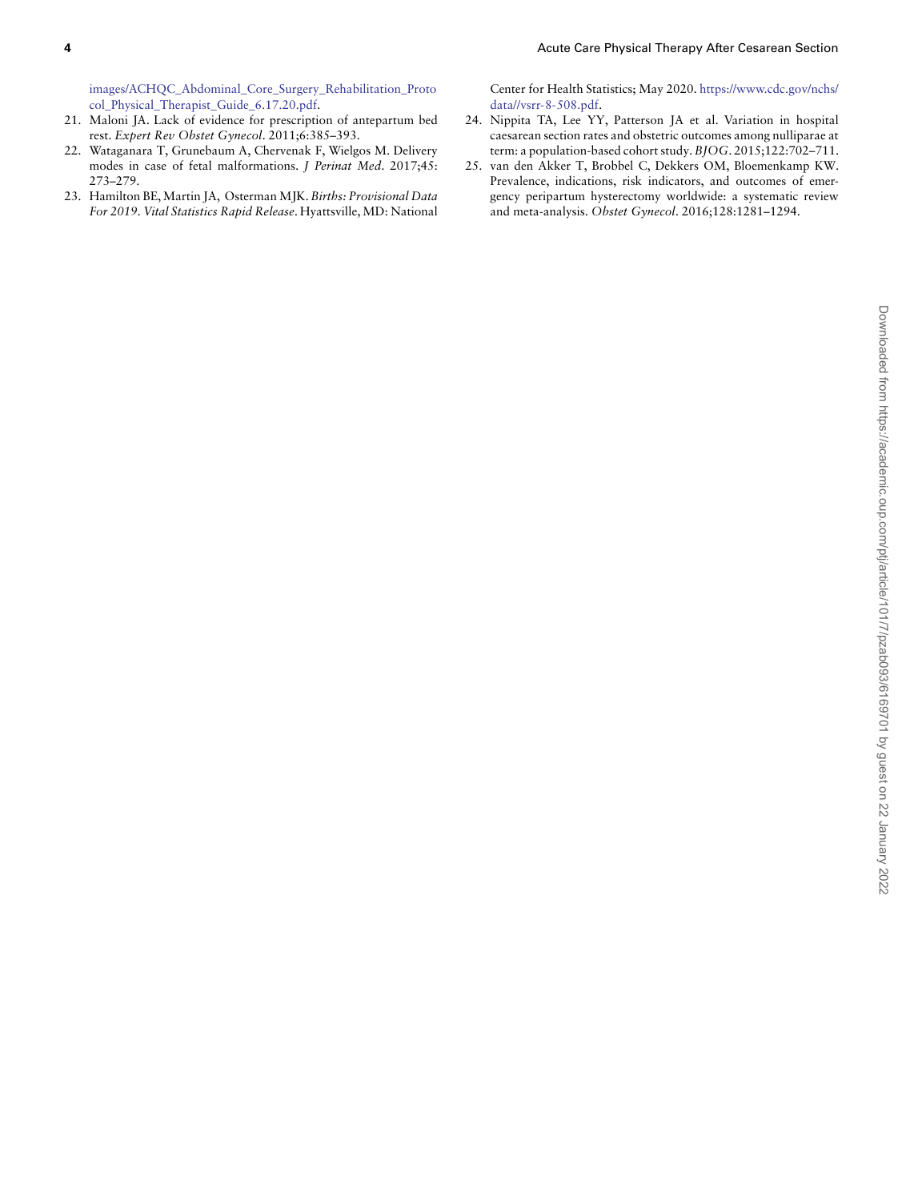images/ACHQC_Abdominal_Core_Surgery_Rehabilitation_Protocol_Physical_Therapist_Guide_6.17.20.pdf.

21. Maloni JA. Lack of evidence for prescription of antepartum bed rest. *Expert Rev Obstet Gynecol*. 2011;6:385–393.
22. Wataganara T, Grunebaum A, Chervenak F, Wielgos M. Delivery modes in case of fetal malformations. *J Perinat Med*. 2017;45: 273–279.
23. Hamilton BE, Martin JA, Osterman MJK. *Births: Provisional Data For 2019. Vital Statistics Rapid Release*. Hyattsville, MD: National Center for Health Statistics; May 2020. https://www.cdc.gov/nchs/data//vsrr-8-508.pdf.
24. Nippita TA, Lee YY, Patterson JA et al. Variation in hospital caesarean section rates and obstetric outcomes among nulliparae at term: a population-based cohort study. *BJOG*. 2015;122:702–711.
25. van den Akker T, Brobbel C, Dekkers OM, Bloemenkamp KW. Prevalence, indications, risk indicators, and outcomes of emergency peripartum hysterectomy worldwide: a systematic review and meta-analysis. *Obstet Gynecol*. 2016;128:1281–1294.